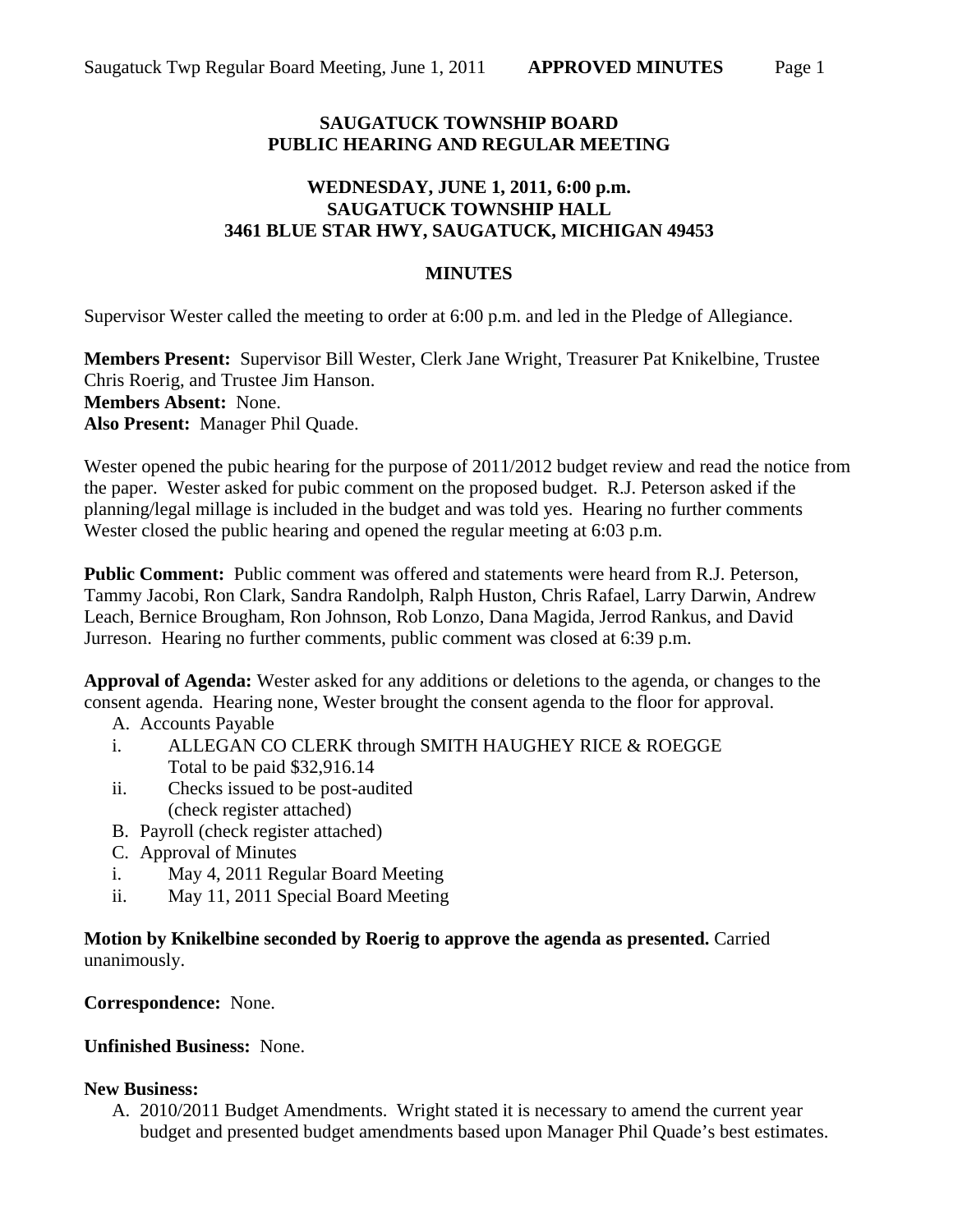**SAUGATUCK TOWNSHIP BOARD**
**PUBLIC HEARING AND REGULAR MEETING**

**WEDNESDAY, JUNE 1, 2011, 6:00 p.m.**
**SAUGATUCK TOWNSHIP HALL**
**3461 BLUE STAR HWY, SAUGATUCK, MICHIGAN 49453**

## MINUTES

Supervisor Wester called the meeting to order at 6:00 p.m. and led in the Pledge of Allegiance.

**Members Present:** Supervisor Bill Wester, Clerk Jane Wright, Treasurer Pat Knikelbine, Trustee Chris Roerig, and Trustee Jim Hanson.
**Members Absent:** None.
**Also Present:** Manager Phil Quade.

Wester opened the pubic hearing for the purpose of 2011/2012 budget review and read the notice from the paper. Wester asked for pubic comment on the proposed budget. R.J. Peterson asked if the planning/legal millage is included in the budget and was told yes. Hearing no further comments Wester closed the public hearing and opened the regular meeting at 6:03 p.m.

**Public Comment:** Public comment was offered and statements were heard from R.J. Peterson, Tammy Jacobi, Ron Clark, Sandra Randolph, Ralph Huston, Chris Rafael, Larry Darwin, Andrew Leach, Bernice Brougham, Ron Johnson, Rob Lonzo, Dana Magida, Jerrod Rankus, and David Jurreson. Hearing no further comments, public comment was closed at 6:39 p.m.

**Approval of Agenda:** Wester asked for any additions or deletions to the agenda, or changes to the consent agenda. Hearing none, Wester brought the consent agenda to the floor for approval.

A. Accounts Payable
   i. ALLEGAN CO CLERK through SMITH HAUGHEY RICE & ROEGGE
      Total to be paid $32,916.14
   ii. Checks issued to be post-audited
      (check register attached)
B. Payroll (check register attached)
C. Approval of Minutes
   i. May 4, 2011 Regular Board Meeting
   ii. May 11, 2011 Special Board Meeting

**Motion by Knikelbine seconded by Roerig to approve the agenda as presented.** Carried unanimously.

**Correspondence:** None.

**Unfinished Business:** None.

**New Business:**

A. 2010/2011 Budget Amendments. Wright stated it is necessary to amend the current year budget and presented budget amendments based upon Manager Phil Quade's best estimates.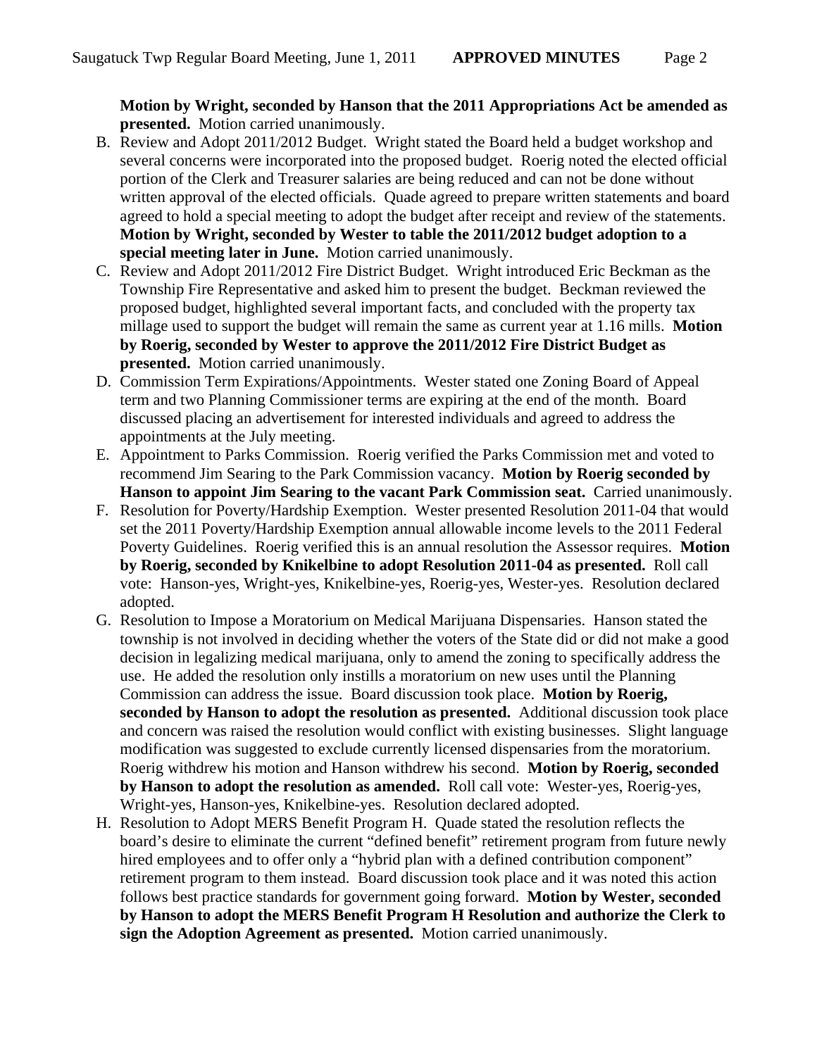**Motion by Wright, seconded by Hanson that the 2011 Appropriations Act be amended as presented.** Motion carried unanimously.

B. Review and Adopt 2011/2012 Budget. Wright stated the Board held a budget workshop and several concerns were incorporated into the proposed budget. Roerig noted the elected official portion of the Clerk and Treasurer salaries are being reduced and can not be done without written approval of the elected officials. Quade agreed to prepare written statements and board agreed to hold a special meeting to adopt the budget after receipt and review of the statements. **Motion by Wright, seconded by Wester to table the 2011/2012 budget adoption to a special meeting later in June.** Motion carried unanimously.
C. Review and Adopt 2011/2012 Fire District Budget. Wright introduced Eric Beckman as the Township Fire Representative and asked him to present the budget. Beckman reviewed the proposed budget, highlighted several important facts, and concluded with the property tax millage used to support the budget will remain the same as current year at 1.16 mills. **Motion by Roerig, seconded by Wester to approve the 2011/2012 Fire District Budget as presented.** Motion carried unanimously.
D. Commission Term Expirations/Appointments. Wester stated one Zoning Board of Appeal term and two Planning Commissioner terms are expiring at the end of the month. Board discussed placing an advertisement for interested individuals and agreed to address the appointments at the July meeting.
E. Appointment to Parks Commission. Roerig verified the Parks Commission met and voted to recommend Jim Searing to the Park Commission vacancy. **Motion by Roerig seconded by Hanson to appoint Jim Searing to the vacant Park Commission seat.** Carried unanimously.
F. Resolution for Poverty/Hardship Exemption. Wester presented Resolution 2011-04 that would set the 2011 Poverty/Hardship Exemption annual allowable income levels to the 2011 Federal Poverty Guidelines. Roerig verified this is an annual resolution the Assessor requires. **Motion by Roerig, seconded by Knikelbine to adopt Resolution 2011-04 as presented.** Roll call vote: Hanson-yes, Wright-yes, Knikelbine-yes, Roerig-yes, Wester-yes. Resolution declared adopted.
G. Resolution to Impose a Moratorium on Medical Marijuana Dispensaries. Hanson stated the township is not involved in deciding whether the voters of the State did or did not make a good decision in legalizing medical marijuana, only to amend the zoning to specifically address the use. He added the resolution only instills a moratorium on new uses until the Planning Commission can address the issue. Board discussion took place. **Motion by Roerig, seconded by Hanson to adopt the resolution as presented.** Additional discussion took place and concern was raised the resolution would conflict with existing businesses. Slight language modification was suggested to exclude currently licensed dispensaries from the moratorium. Roerig withdrew his motion and Hanson withdrew his second. **Motion by Roerig, seconded by Hanson to adopt the resolution as amended.** Roll call vote: Wester-yes, Roerig-yes, Wright-yes, Hanson-yes, Knikelbine-yes. Resolution declared adopted.
H. Resolution to Adopt MERS Benefit Program H. Quade stated the resolution reflects the board's desire to eliminate the current "defined benefit" retirement program from future newly hired employees and to offer only a "hybrid plan with a defined contribution component" retirement program to them instead. Board discussion took place and it was noted this action follows best practice standards for government going forward. **Motion by Wester, seconded by Hanson to adopt the MERS Benefit Program H Resolution and authorize the Clerk to sign the Adoption Agreement as presented.** Motion carried unanimously.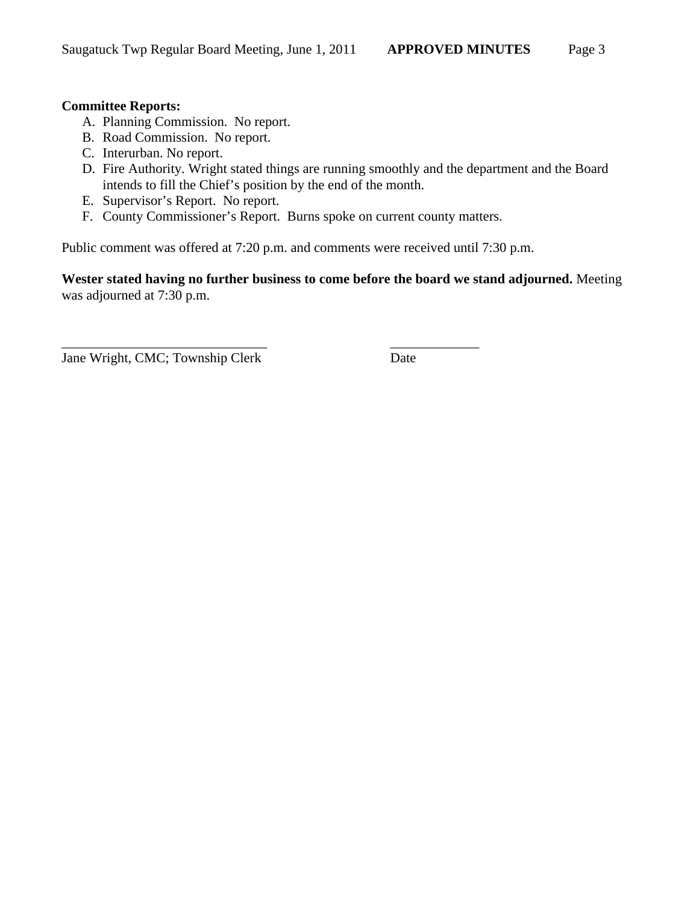**Committee Reports:**

A. Planning Commission. No report.
B. Road Commission. No report.
C. Interurban. No report.
D. Fire Authority. Wright stated things are running smoothly and the department and the Board intends to fill the Chief's position by the end of the month.
E. Supervisor's Report. No report.
F. County Commissioner's Report. Burns spoke on current county matters.

Public comment was offered at 7:20 p.m. and comments were received until 7:30 p.m.

**Wester stated having no further business to come before the board we stand adjourned.** Meeting was adjourned at 7:30 p.m.

______________________________ &nbsp;&nbsp;&nbsp;&nbsp;&nbsp;&nbsp;&nbsp;&nbsp;&nbsp;&nbsp; _____________
Jane Wright, CMC; Township Clerk &nbsp;&nbsp;&nbsp;&nbsp;&nbsp;&nbsp;&nbsp;&nbsp;&nbsp;&nbsp; Date